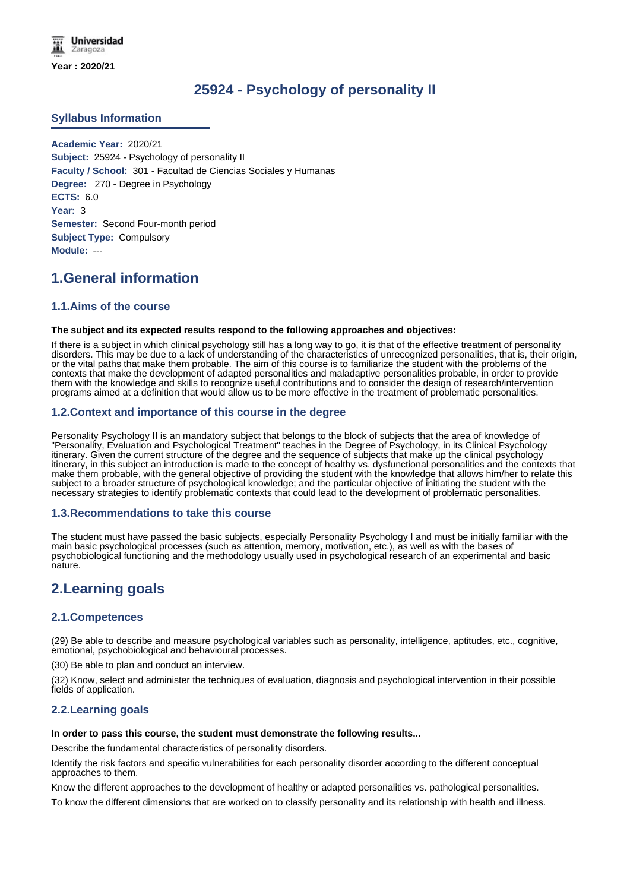Year : 2020/21

# 25924 - Psychology of personality II

## Syllabus Information

**Academic Year:** 2020/21
**Subject:** 25924 - Psychology of personality II
**Faculty / School:** 301 - Facultad de Ciencias Sociales y Humanas
**Degree:** 270 - Degree in Psychology
**ECTS:** 6.0
**Year:** 3
**Semester:** Second Four-month period
**Subject Type:** Compulsory
**Module:** ---

## 1.General information

### 1.1.Aims of the course

**The subject and its expected results respond to the following approaches and objectives:**

If there is a subject in which clinical psychology still has a long way to go, it is that of the effective treatment of personality disorders. This may be due to a lack of understanding of the characteristics of unrecognized personalities, that is, their origin, or the vital paths that make them probable. The aim of this course is to familiarize the student with the problems of the contexts that make the development of adapted personalities and maladaptive personalities probable, in order to provide them with the knowledge and skills to recognize useful contributions and to consider the design of research/intervention programs aimed at a definition that would allow us to be more effective in the treatment of problematic personalities.

### 1.2.Context and importance of this course in the degree

Personality Psychology II is an mandatory subject that belongs to the block of subjects that the area of knowledge of "Personality, Evaluation and Psychological Treatment" teaches in the Degree of Psychology, in its Clinical Psychology itinerary. Given the current structure of the degree and the sequence of subjects that make up the clinical psychology itinerary, in this subject an introduction is made to the concept of healthy vs. dysfunctional personalities and the contexts that make them probable, with the general objective of providing the student with the knowledge that allows him/her to relate this subject to a broader structure of psychological knowledge; and the particular objective of initiating the student with the necessary strategies to identify problematic contexts that could lead to the development of problematic personalities.

### 1.3.Recommendations to take this course

The student must have passed the basic subjects, especially Personality Psychology I and must be initially familiar with the main basic psychological processes (such as attention, memory, motivation, etc.), as well as with the bases of psychobiological functioning and the methodology usually used in psychological research of an experimental and basic nature.

## 2.Learning goals

### 2.1.Competences

(29) Be able to describe and measure psychological variables such as personality, intelligence, aptitudes, etc., cognitive, emotional, psychobiological and behavioural processes.

(30) Be able to plan and conduct an interview.

(32) Know, select and administer the techniques of evaluation, diagnosis and psychological intervention in their possible fields of application.

### 2.2.Learning goals

**In order to pass this course, the student must demonstrate the following results...**

Describe the fundamental characteristics of personality disorders.

Identify the risk factors and specific vulnerabilities for each personality disorder according to the different conceptual approaches to them.

Know the different approaches to the development of healthy or adapted personalities vs. pathological personalities.

To know the different dimensions that are worked on to classify personality and its relationship with health and illness.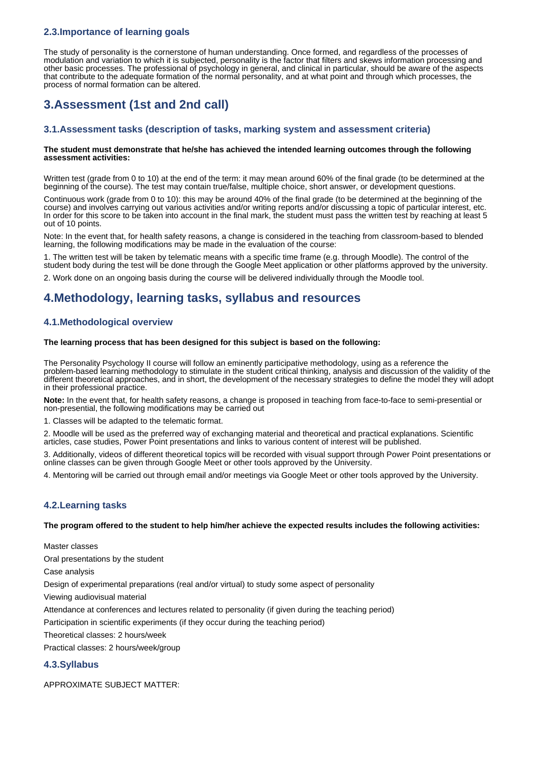### 2.3.Importance of learning goals

The study of personality is the cornerstone of human understanding. Once formed, and regardless of the processes of modulation and variation to which it is subjected, personality is the factor that filters and skews information processing and other basic processes. The professional of psychology in general, and clinical in particular, should be aware of the aspects that contribute to the adequate formation of the normal personality, and at what point and through which processes, the process of normal formation can be altered.

## 3.Assessment (1st and 2nd call)

### 3.1.Assessment tasks (description of tasks, marking system and assessment criteria)

**The student must demonstrate that he/she has achieved the intended learning outcomes through the following assessment activities:**

Written test (grade from 0 to 10) at the end of the term: it may mean around 60% of the final grade (to be determined at the beginning of the course). The test may contain true/false, multiple choice, short answer, or development questions.

Continuous work (grade from 0 to 10): this may be around 40% of the final grade (to be determined at the beginning of the course) and involves carrying out various activities and/or writing reports and/or discussing a topic of particular interest, etc. In order for this score to be taken into account in the final mark, the student must pass the written test by reaching at least 5 out of 10 points.

Note: In the event that, for health safety reasons, a change is considered in the teaching from classroom-based to blended learning, the following modifications may be made in the evaluation of the course:

1. The written test will be taken by telematic means with a specific time frame (e.g. through Moodle). The control of the student body during the test will be done through the Google Meet application or other platforms approved by the university.

2. Work done on an ongoing basis during the course will be delivered individually through the Moodle tool.

## 4.Methodology, learning tasks, syllabus and resources

### 4.1.Methodological overview

**The learning process that has been designed for this subject is based on the following:**

The Personality Psychology II course will follow an eminently participative methodology, using as a reference the problem-based learning methodology to stimulate in the student critical thinking, analysis and discussion of the validity of the different theoretical approaches, and in short, the development of the necessary strategies to define the model they will adopt in their professional practice.

**Note:** In the event that, for health safety reasons, a change is proposed in teaching from face-to-face to semi-presential or non-presential, the following modifications may be carried out

1. Classes will be adapted to the telematic format.

2. Moodle will be used as the preferred way of exchanging material and theoretical and practical explanations. Scientific articles, case studies, Power Point presentations and links to various content of interest will be published.

3. Additionally, videos of different theoretical topics will be recorded with visual support through Power Point presentations or online classes can be given through Google Meet or other tools approved by the University.

4. Mentoring will be carried out through email and/or meetings via Google Meet or other tools approved by the University.

### 4.2.Learning tasks

**The program offered to the student to help him/her achieve the expected results includes the following activities:**

Master classes

Oral presentations by the student

Case analysis

Design of experimental preparations (real and/or virtual) to study some aspect of personality

Viewing audiovisual material

Attendance at conferences and lectures related to personality (if given during the teaching period)

Participation in scientific experiments (if they occur during the teaching period)

Theoretical classes: 2 hours/week

Practical classes: 2 hours/week/group

### 4.3.Syllabus

APPROXIMATE SUBJECT MATTER: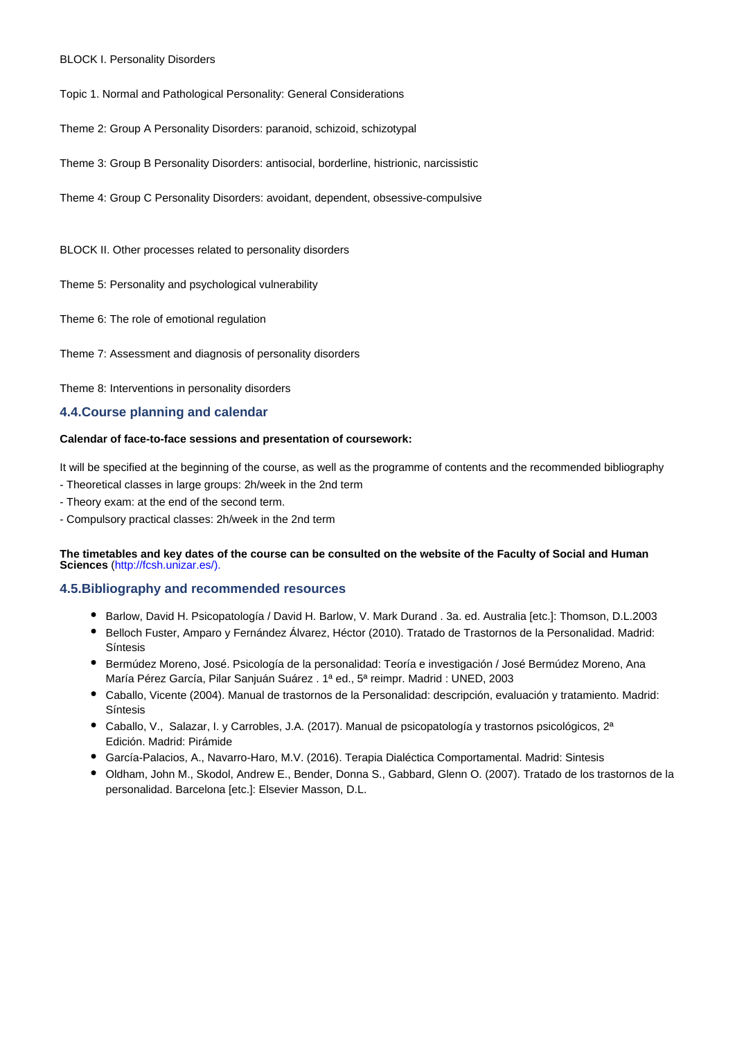BLOCK I. Personality Disorders

Topic 1. Normal and Pathological Personality: General Considerations

Theme 2: Group A Personality Disorders: paranoid, schizoid, schizotypal

Theme 3: Group B Personality Disorders: antisocial, borderline, histrionic, narcissistic

Theme 4: Group C Personality Disorders: avoidant, dependent, obsessive-compulsive

BLOCK II. Other processes related to personality disorders

Theme 5: Personality and psychological vulnerability

Theme 6: The role of emotional regulation

Theme 7: Assessment and diagnosis of personality disorders

Theme 8: Interventions in personality disorders

## 4.4.Course planning and calendar

**Calendar of face-to-face sessions and presentation of coursework:**

It will be specified at the beginning of the course, as well as the programme of contents and the recommended bibliography

- Theoretical classes in large groups: 2h/week in the 2nd term
- Theory exam: at the end of the second term.
- Compulsory practical classes: 2h/week in the 2nd term

**The timetables and key dates of the course can be consulted on the website of the Faculty of Social and Human Sciences** (http://fcsh.unizar.es/).

## 4.5.Bibliography and recommended resources

- Barlow, David H. Psicopatología / David H. Barlow, V. Mark Durand . 3a. ed. Australia [etc.]: Thomson, D.L.2003
- Belloch Fuster, Amparo y Fernández Álvarez, Héctor (2010). Tratado de Trastornos de la Personalidad. Madrid: Síntesis
- Bermúdez Moreno, José. Psicología de la personalidad: Teoría e investigación / José Bermúdez Moreno, Ana María Pérez García, Pilar Sanjuán Suárez . 1ª ed., 5ª reimpr. Madrid : UNED, 2003
- Caballo, Vicente (2004). Manual de trastornos de la Personalidad: descripción, evaluación y tratamiento. Madrid: Síntesis
- Caballo, V., Salazar, I. y Carrobles, J.A. (2017). Manual de psicopatología y trastornos psicológicos, 2ª Edición. Madrid: Pirámide
- García-Palacios, A., Navarro-Haro, M.V. (2016). Terapia Dialéctica Comportamental. Madrid: Sintesis
- Oldham, John M., Skodol, Andrew E., Bender, Donna S., Gabbard, Glenn O. (2007). Tratado de los trastornos de la personalidad. Barcelona [etc.]: Elsevier Masson, D.L.